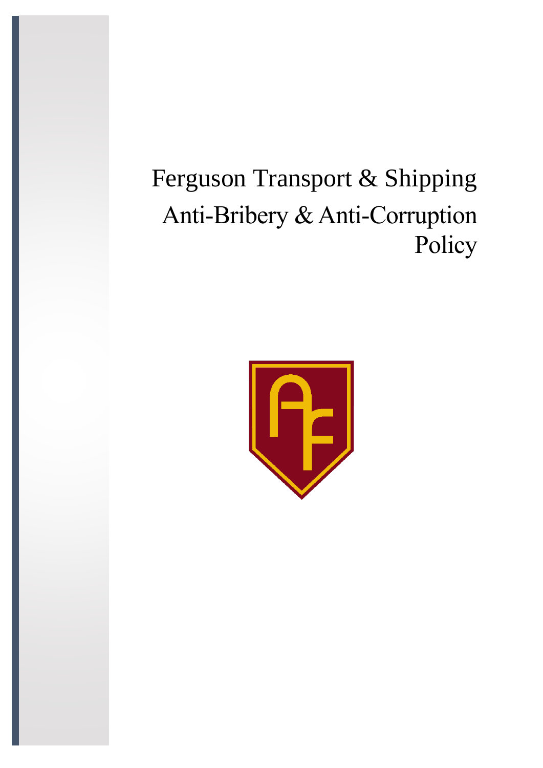# Ferguson Transport & Shipping

# Anti-Bribery & Anti-Corruption Policy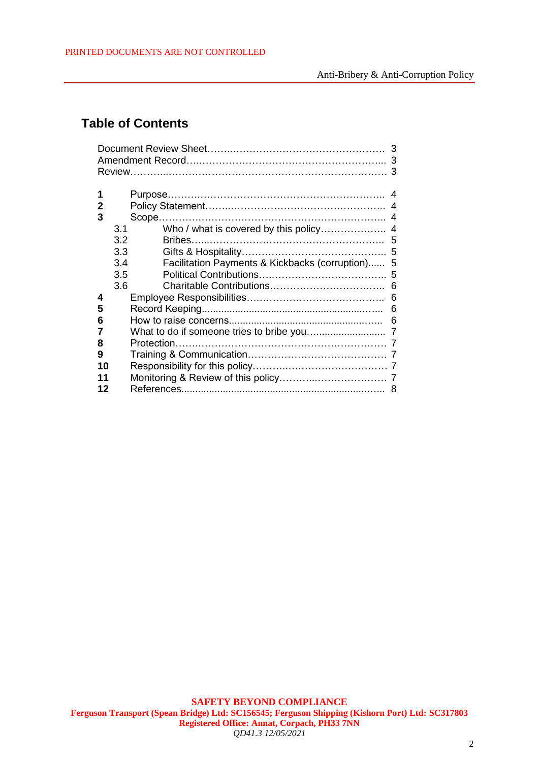## Table of Contents

Document Review Sheet……..………………………………………… 3
Amendment Record….…………………………………………….... 3
Review………..……………………………………………………… 3

**1** Purpose……….………………….…………………….…………... 4
**2** Policy Statement……..…………………………………………... 4
**3** Scope…………………………………………………….……….. 4
  3.1 Who / what is covered by this policy………………... 4
  3.2 Bribes…...……………………………………………... 5
  3.3 Gifts & Hospitality…………………………………….. 5
  3.4 Facilitation Payments & Kickbacks (corruption)...... 5
  3.5 Political Contributions….…………………………….. 5
  3.6 Charitable Contributions……………………………... 6
**4** Employee Responsibilities………………………………….. 6
**5** Record Keeping.............................................................….. 6
**6** How to raise concerns.....................................................…... 6
**7** What to do if someone tries to bribe you…......................... 7
**8** Protection……………………………………………………… 7
**9** Training & Communication…………………………………… 7
**10** Responsibility for this policy……….……………………… 7
**11** Monitoring & Review of this policy…………..………………… 7
**12** References.........................................................................….. 8

**SAFETY BEYOND COMPLIANCE**
**Ferguson Transport (Spean Bridge) Ltd: SC156545; Ferguson Shipping (Kishorn Port) Ltd: SC317803**
**Registered Office: Annat, Corpach, PH33 7NN**
*QD41.3 12/05/2021*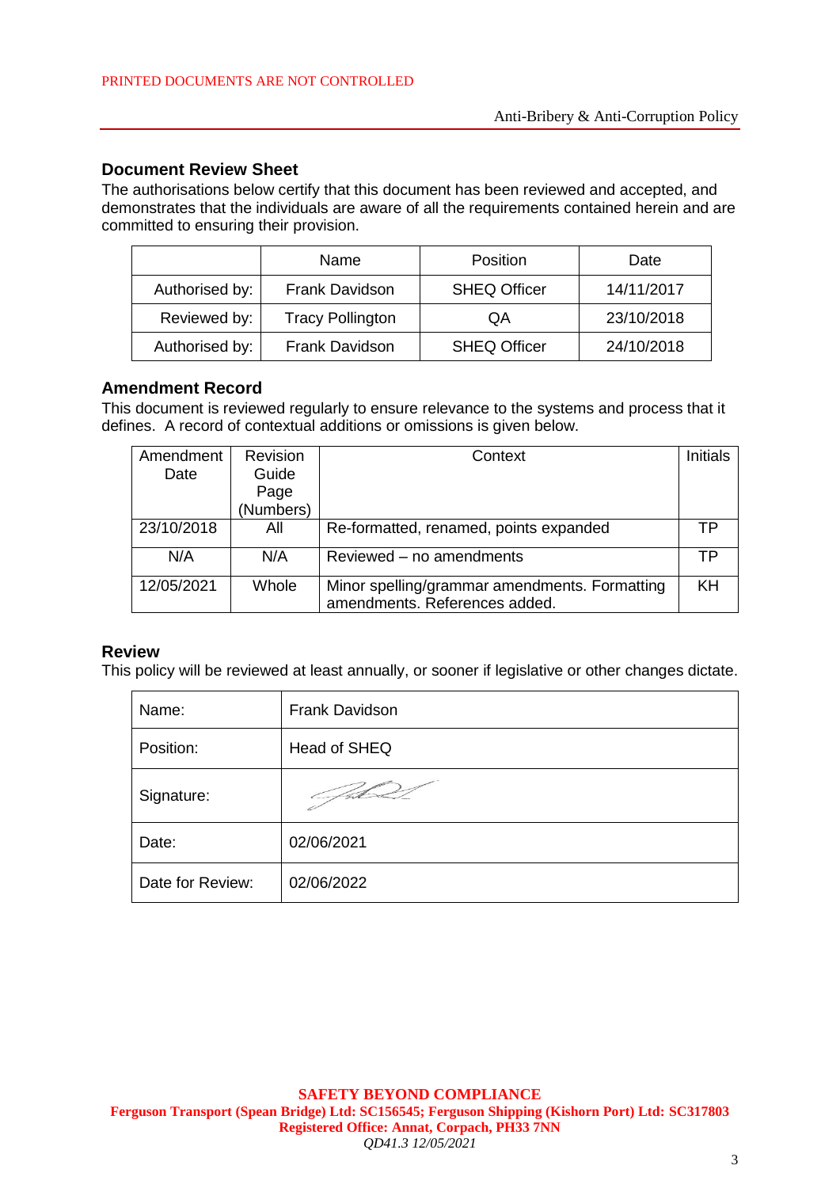## Document Review Sheet

The authorisations below certify that this document has been reviewed and accepted, and demonstrates that the individuals are aware of all the requirements contained herein and are committed to ensuring their provision.

| | Name | Position | Date |
|---|---|---|---|
| Authorised by: | Frank Davidson | SHEQ Officer | 14/11/2017 |
| Reviewed by: | Tracy Pollington | QA | 23/10/2018 |
| Authorised by: | Frank Davidson | SHEQ Officer | 24/10/2018 |

## Amendment Record

This document is reviewed regularly to ensure relevance to the systems and process that it defines. A record of contextual additions or omissions is given below.

| Amendment Date | Revision Guide Page (Numbers) | Context | Initials |
|---|---|---|---|
| 23/10/2018 | All | Re-formatted, renamed, points expanded | TP |
| N/A | N/A | Reviewed – no amendments | TP |
| 12/05/2021 | Whole | Minor spelling/grammar amendments. Formatting amendments. References added. | KH |

## Review

This policy will be reviewed at least annually, or sooner if legislative or other changes dictate.

| | |
|---|---|
| Name: | Frank Davidson |
| Position: | Head of SHEQ |
| Signature: | |
| Date: | 02/06/2021 |
| Date for Review: | 02/06/2022 |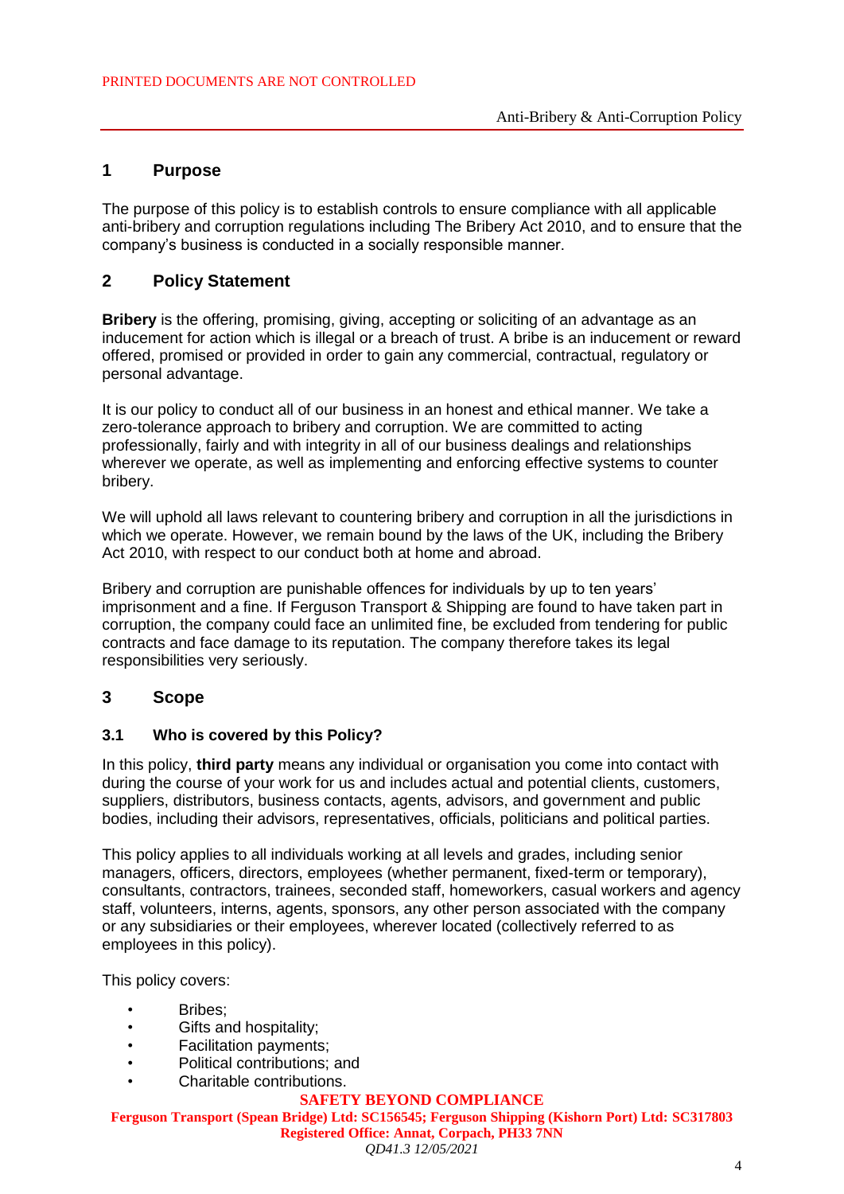## 1 Purpose

The purpose of this policy is to establish controls to ensure compliance with all applicable anti-bribery and corruption regulations including The Bribery Act 2010, and to ensure that the company's business is conducted in a socially responsible manner.

## 2 Policy Statement

**Bribery** is the offering, promising, giving, accepting or soliciting of an advantage as an inducement for action which is illegal or a breach of trust. A bribe is an inducement or reward offered, promised or provided in order to gain any commercial, contractual, regulatory or personal advantage.

It is our policy to conduct all of our business in an honest and ethical manner. We take a zero-tolerance approach to bribery and corruption. We are committed to acting professionally, fairly and with integrity in all of our business dealings and relationships wherever we operate, as well as implementing and enforcing effective systems to counter bribery.

We will uphold all laws relevant to countering bribery and corruption in all the jurisdictions in which we operate. However, we remain bound by the laws of the UK, including the Bribery Act 2010, with respect to our conduct both at home and abroad.

Bribery and corruption are punishable offences for individuals by up to ten years' imprisonment and a fine. If Ferguson Transport & Shipping are found to have taken part in corruption, the company could face an unlimited fine, be excluded from tendering for public contracts and face damage to its reputation. The company therefore takes its legal responsibilities very seriously.

## 3 Scope

### 3.1 Who is covered by this Policy?

In this policy, **third party** means any individual or organisation you come into contact with during the course of your work for us and includes actual and potential clients, customers, suppliers, distributors, business contacts, agents, advisors, and government and public bodies, including their advisors, representatives, officials, politicians and political parties.

This policy applies to all individuals working at all levels and grades, including senior managers, officers, directors, employees (whether permanent, fixed-term or temporary), consultants, contractors, trainees, seconded staff, homeworkers, casual workers and agency staff, volunteers, interns, agents, sponsors, any other person associated with the company or any subsidiaries or their employees, wherever located (collectively referred to as employees in this policy).

This policy covers:

- Bribes;
- Gifts and hospitality;
- Facilitation payments;
- Political contributions; and
- Charitable contributions.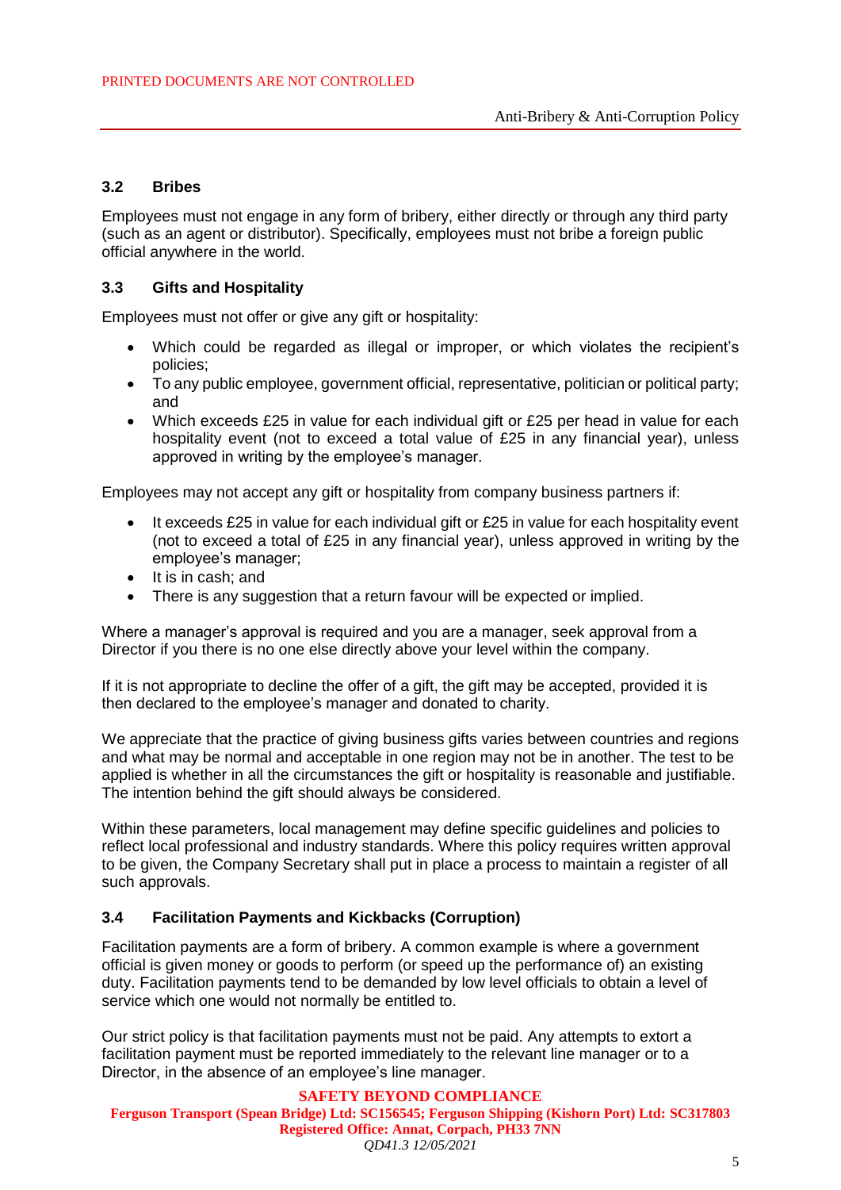### 3.2 Bribes

Employees must not engage in any form of bribery, either directly or through any third party (such as an agent or distributor). Specifically, employees must not bribe a foreign public official anywhere in the world.

### 3.3 Gifts and Hospitality

Employees must not offer or give any gift or hospitality:

- Which could be regarded as illegal or improper, or which violates the recipient's policies;
- To any public employee, government official, representative, politician or political party; and
- Which exceeds £25 in value for each individual gift or £25 per head in value for each hospitality event (not to exceed a total value of £25 in any financial year), unless approved in writing by the employee's manager.

Employees may not accept any gift or hospitality from company business partners if:

- It exceeds £25 in value for each individual gift or £25 in value for each hospitality event (not to exceed a total of £25 in any financial year), unless approved in writing by the employee's manager;
- It is in cash; and
- There is any suggestion that a return favour will be expected or implied.

Where a manager's approval is required and you are a manager, seek approval from a Director if you there is no one else directly above your level within the company.

If it is not appropriate to decline the offer of a gift, the gift may be accepted, provided it is then declared to the employee's manager and donated to charity.

We appreciate that the practice of giving business gifts varies between countries and regions and what may be normal and acceptable in one region may not be in another. The test to be applied is whether in all the circumstances the gift or hospitality is reasonable and justifiable. The intention behind the gift should always be considered.

Within these parameters, local management may define specific guidelines and policies to reflect local professional and industry standards. Where this policy requires written approval to be given, the Company Secretary shall put in place a process to maintain a register of all such approvals.

### 3.4 Facilitation Payments and Kickbacks (Corruption)

Facilitation payments are a form of bribery. A common example is where a government official is given money or goods to perform (or speed up the performance of) an existing duty. Facilitation payments tend to be demanded by low level officials to obtain a level of service which one would not normally be entitled to.

Our strict policy is that facilitation payments must not be paid. Any attempts to extort a facilitation payment must be reported immediately to the relevant line manager or to a Director, in the absence of an employee's line manager.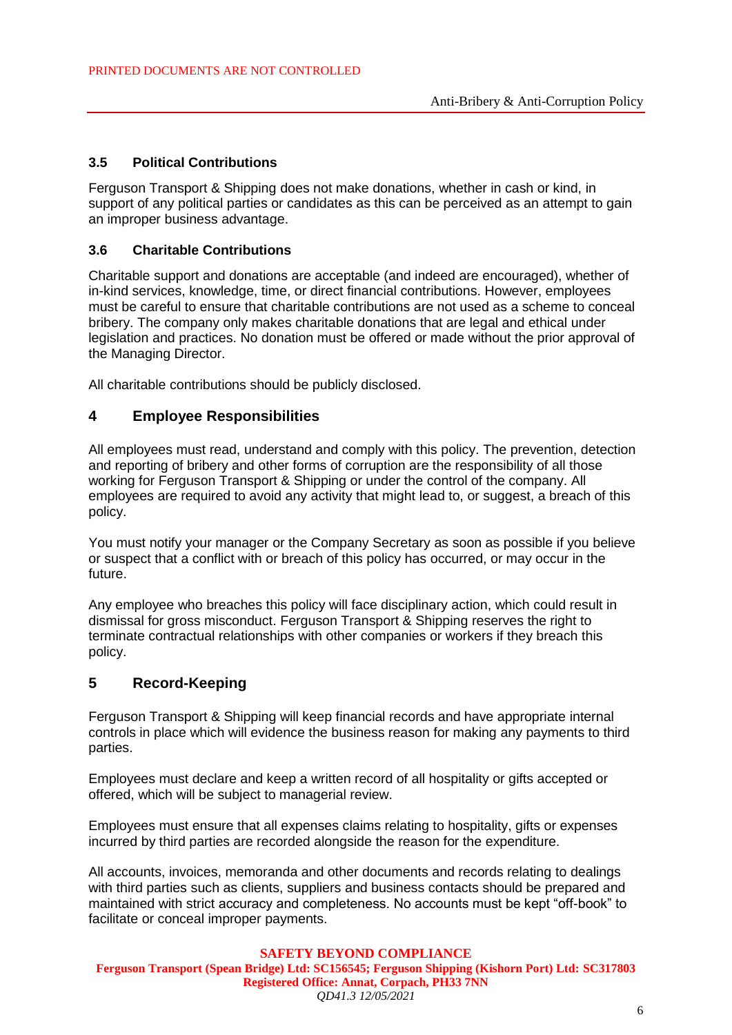### 3.5 Political Contributions

Ferguson Transport & Shipping does not make donations, whether in cash or kind, in support of any political parties or candidates as this can be perceived as an attempt to gain an improper business advantage.

### 3.6 Charitable Contributions

Charitable support and donations are acceptable (and indeed are encouraged), whether of in-kind services, knowledge, time, or direct financial contributions. However, employees must be careful to ensure that charitable contributions are not used as a scheme to conceal bribery. The company only makes charitable donations that are legal and ethical under legislation and practices. No donation must be offered or made without the prior approval of the Managing Director.

All charitable contributions should be publicly disclosed.

## 4 Employee Responsibilities

All employees must read, understand and comply with this policy. The prevention, detection and reporting of bribery and other forms of corruption are the responsibility of all those working for Ferguson Transport & Shipping or under the control of the company. All employees are required to avoid any activity that might lead to, or suggest, a breach of this policy.

You must notify your manager or the Company Secretary as soon as possible if you believe or suspect that a conflict with or breach of this policy has occurred, or may occur in the future.

Any employee who breaches this policy will face disciplinary action, which could result in dismissal for gross misconduct. Ferguson Transport & Shipping reserves the right to terminate contractual relationships with other companies or workers if they breach this policy.

## 5 Record-Keeping

Ferguson Transport & Shipping will keep financial records and have appropriate internal controls in place which will evidence the business reason for making any payments to third parties.

Employees must declare and keep a written record of all hospitality or gifts accepted or offered, which will be subject to managerial review.

Employees must ensure that all expenses claims relating to hospitality, gifts or expenses incurred by third parties are recorded alongside the reason for the expenditure.

All accounts, invoices, memoranda and other documents and records relating to dealings with third parties such as clients, suppliers and business contacts should be prepared and maintained with strict accuracy and completeness. No accounts must be kept "off-book" to facilitate or conceal improper payments.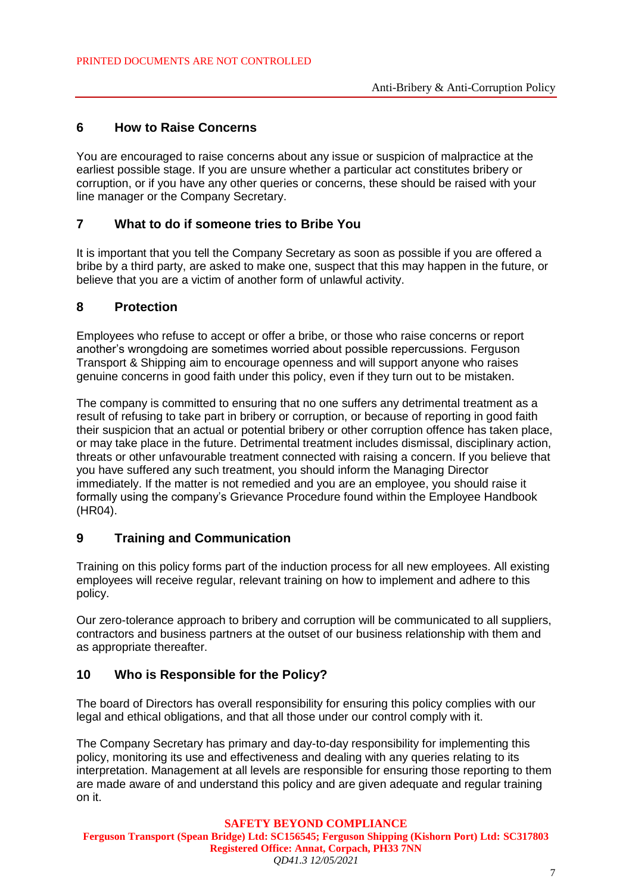## 6 How to Raise Concerns

You are encouraged to raise concerns about any issue or suspicion of malpractice at the earliest possible stage. If you are unsure whether a particular act constitutes bribery or corruption, or if you have any other queries or concerns, these should be raised with your line manager or the Company Secretary.

## 7 What to do if someone tries to Bribe You

It is important that you tell the Company Secretary as soon as possible if you are offered a bribe by a third party, are asked to make one, suspect that this may happen in the future, or believe that you are a victim of another form of unlawful activity.

## 8 Protection

Employees who refuse to accept or offer a bribe, or those who raise concerns or report another's wrongdoing are sometimes worried about possible repercussions. Ferguson Transport & Shipping aim to encourage openness and will support anyone who raises genuine concerns in good faith under this policy, even if they turn out to be mistaken.

The company is committed to ensuring that no one suffers any detrimental treatment as a result of refusing to take part in bribery or corruption, or because of reporting in good faith their suspicion that an actual or potential bribery or other corruption offence has taken place, or may take place in the future. Detrimental treatment includes dismissal, disciplinary action, threats or other unfavourable treatment connected with raising a concern. If you believe that you have suffered any such treatment, you should inform the Managing Director immediately. If the matter is not remedied and you are an employee, you should raise it formally using the company's Grievance Procedure found within the Employee Handbook (HR04).

## 9 Training and Communication

Training on this policy forms part of the induction process for all new employees. All existing employees will receive regular, relevant training on how to implement and adhere to this policy.

Our zero-tolerance approach to bribery and corruption will be communicated to all suppliers, contractors and business partners at the outset of our business relationship with them and as appropriate thereafter.

## 10 Who is Responsible for the Policy?

The board of Directors has overall responsibility for ensuring this policy complies with our legal and ethical obligations, and that all those under our control comply with it.

The Company Secretary has primary and day-to-day responsibility for implementing this policy, monitoring its use and effectiveness and dealing with any queries relating to its interpretation. Management at all levels are responsible for ensuring those reporting to them are made aware of and understand this policy and are given adequate and regular training on it.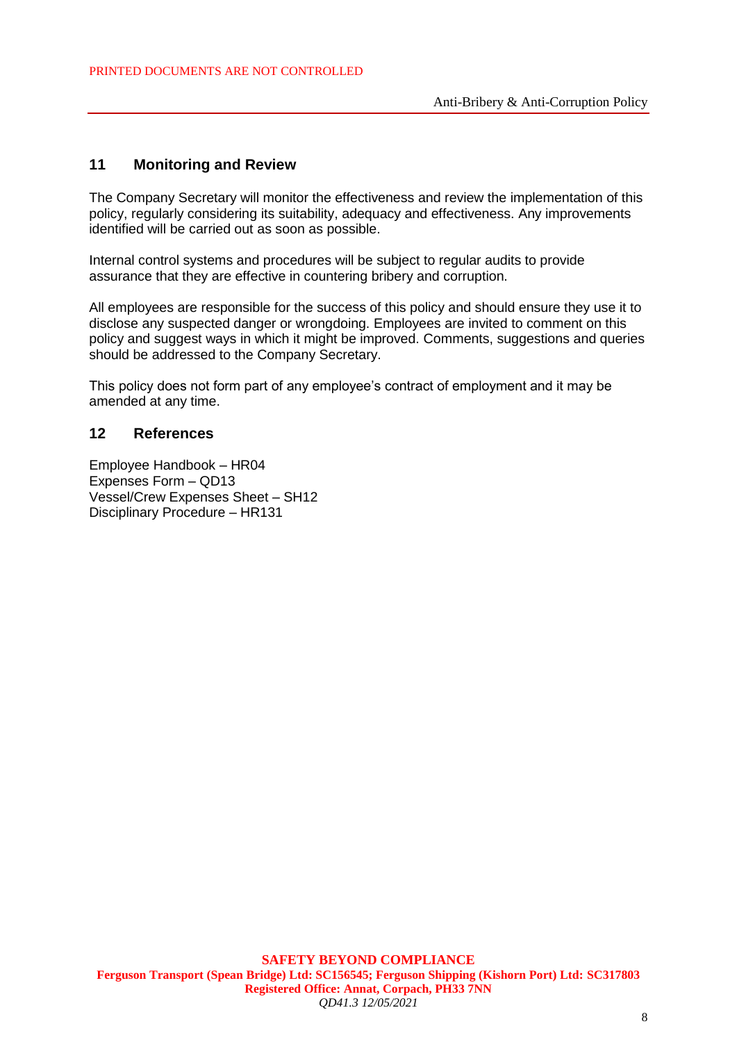## 11 Monitoring and Review

The Company Secretary will monitor the effectiveness and review the implementation of this policy, regularly considering its suitability, adequacy and effectiveness. Any improvements identified will be carried out as soon as possible.

Internal control systems and procedures will be subject to regular audits to provide assurance that they are effective in countering bribery and corruption.

All employees are responsible for the success of this policy and should ensure they use it to disclose any suspected danger or wrongdoing. Employees are invited to comment on this policy and suggest ways in which it might be improved. Comments, suggestions and queries should be addressed to the Company Secretary.

This policy does not form part of any employee's contract of employment and it may be amended at any time.

## 12 References

Employee Handbook – HR04
Expenses Form – QD13
Vessel/Crew Expenses Sheet – SH12
Disciplinary Procedure – HR131